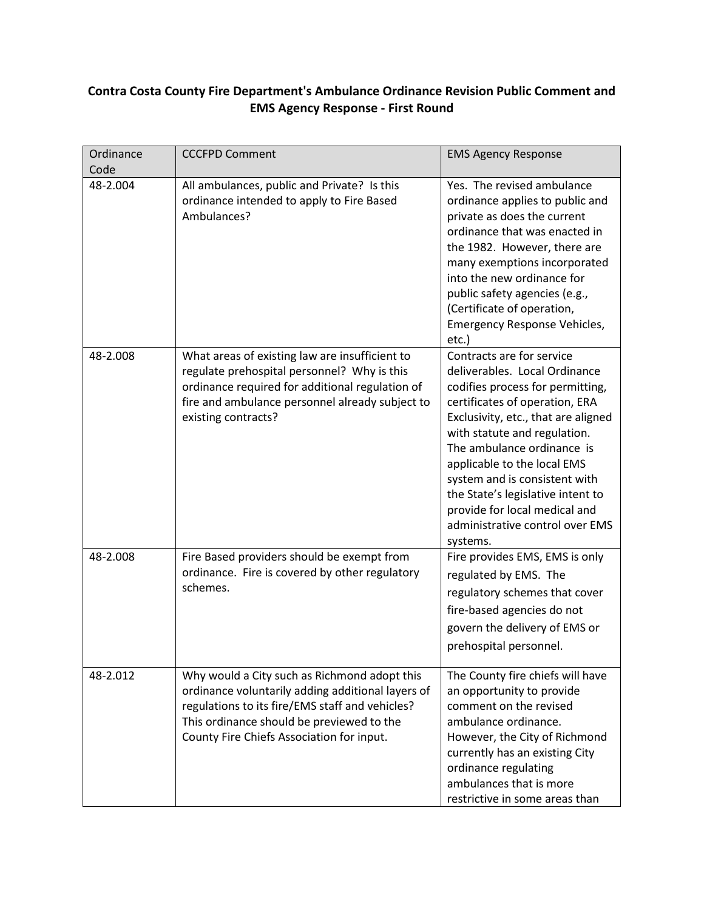**Contra Costa County Fire Department's Ambulance Ordinance Revision Public Comment and EMS Agency Response - First Round**

| Ordinance Code | CCCFPD Comment | EMS Agency Response |
|---|---|---|
| 48-2.004 | All ambulances, public and Private? Is this ordinance intended to apply to Fire Based Ambulances? | Yes. The revised ambulance ordinance applies to public and private as does the current ordinance that was enacted in the 1982. However, there are many exemptions incorporated into the new ordinance for public safety agencies (e.g., (Certificate of operation, Emergency Response Vehicles, etc.) |
| 48-2.008 | What areas of existing law are insufficient to regulate prehospital personnel? Why is this ordinance required for additional regulation of fire and ambulance personnel already subject to existing contracts? | Contracts are for service deliverables. Local Ordinance codifies process for permitting, certificates of operation, ERA Exclusivity, etc., that are aligned with statute and regulation. The ambulance ordinance is applicable to the local EMS system and is consistent with the State's legislative intent to provide for local medical and administrative control over EMS systems. |
| 48-2.008 | Fire Based providers should be exempt from ordinance. Fire is covered by other regulatory schemes. | Fire provides EMS, EMS is only regulated by EMS. The regulatory schemes that cover fire-based agencies do not govern the delivery of EMS or prehospital personnel. |
| 48-2.012 | Why would a City such as Richmond adopt this ordinance voluntarily adding additional layers of regulations to its fire/EMS staff and vehicles? This ordinance should be previewed to the County Fire Chiefs Association for input. | The County fire chiefs will have an opportunity to provide comment on the revised ambulance ordinance. However, the City of Richmond currently has an existing City ordinance regulating ambulances that is more restrictive in some areas than |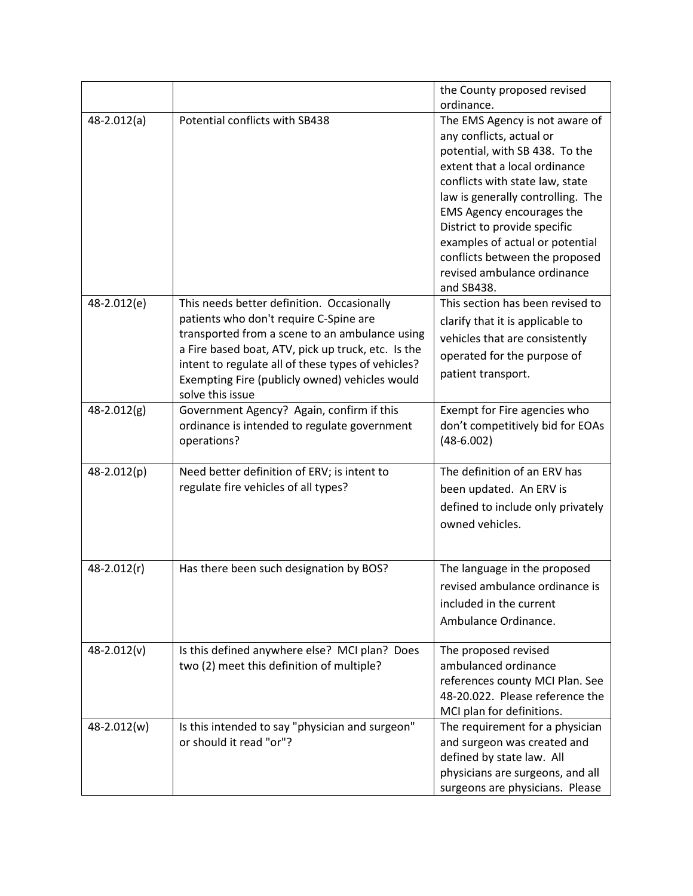| | | |
|---|---|---|
| | | the County proposed revised ordinance. |
| 48-2.012(a) | Potential conflicts with SB438 | The EMS Agency is not aware of any conflicts, actual or potential, with SB 438. To the extent that a local ordinance conflicts with state law, state law is generally controlling. The EMS Agency encourages the District to provide specific examples of actual or potential conflicts between the proposed revised ambulance ordinance and SB438. |
| 48-2.012(e) | This needs better definition. Occasionally patients who don't require C-Spine are transported from a scene to an ambulance using a Fire based boat, ATV, pick up truck, etc. Is the intent to regulate all of these types of vehicles? Exempting Fire (publicly owned) vehicles would solve this issue | This section has been revised to clarify that it is applicable to vehicles that are consistently operated for the purpose of patient transport. |
| 48-2.012(g) | Government Agency? Again, confirm if this ordinance is intended to regulate government operations? | Exempt for Fire agencies who don't competitively bid for EOAs (48-6.002) |
| 48-2.012(p) | Need better definition of ERV; is intent to regulate fire vehicles of all types? | The definition of an ERV has been updated. An ERV is defined to include only privately owned vehicles. |
| 48-2.012(r) | Has there been such designation by BOS? | The language in the proposed revised ambulance ordinance is included in the current Ambulance Ordinance. |
| 48-2.012(v) | Is this defined anywhere else? MCI plan? Does two (2) meet this definition of multiple? | The proposed revised ambulanced ordinance references county MCI Plan. See 48-20.022. Please reference the MCI plan for definitions. |
| 48-2.012(w) | Is this intended to say "physician and surgeon" or should it read "or"? | The requirement for a physician and surgeon was created and defined by state law. All physicians are surgeons, and all surgeons are physicians. Please |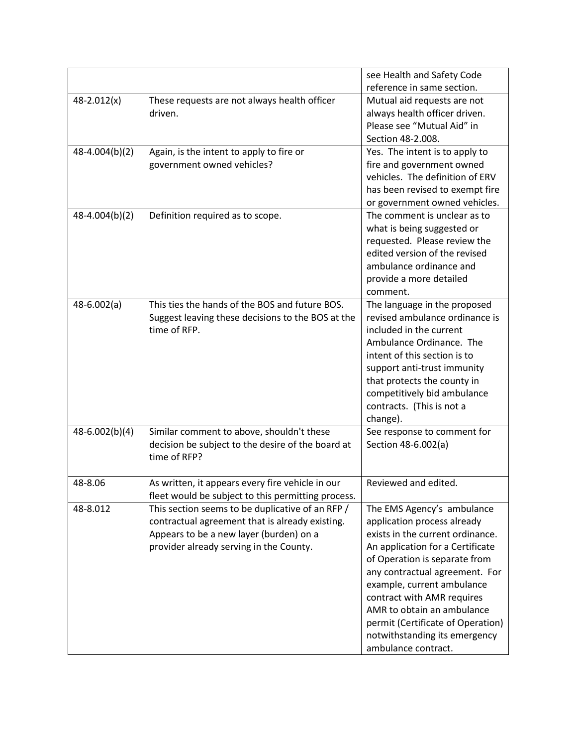| | | |
|---|---|---|
| | | see Health and Safety Code reference in same section. |
| 48-2.012(x) | These requests are not always health officer driven. | Mutual aid requests are not always health officer driven. Please see "Mutual Aid" in Section 48-2.008. |
| 48-4.004(b)(2) | Again, is the intent to apply to fire or government owned vehicles? | Yes. The intent is to apply to fire and government owned vehicles. The definition of ERV has been revised to exempt fire or government owned vehicles. |
| 48-4.004(b)(2) | Definition required as to scope. | The comment is unclear as to what is being suggested or requested. Please review the edited version of the revised ambulance ordinance and provide a more detailed comment. |
| 48-6.002(a) | This ties the hands of the BOS and future BOS. Suggest leaving these decisions to the BOS at the time of RFP. | The language in the proposed revised ambulance ordinance is included in the current Ambulance Ordinance. The intent of this section is to support anti-trust immunity that protects the county in competitively bid ambulance contracts. (This is not a change). |
| 48-6.002(b)(4) | Similar comment to above, shouldn't these decision be subject to the desire of the board at time of RFP? | See response to comment for Section 48-6.002(a) |
| 48-8.06 | As written, it appears every fire vehicle in our fleet would be subject to this permitting process. | Reviewed and edited. |
| 48-8.012 | This section seems to be duplicative of an RFP / contractual agreement that is already existing. Appears to be a new layer (burden) on a provider already serving in the County. | The EMS Agency's ambulance application process already exists in the current ordinance. An application for a Certificate of Operation is separate from any contractual agreement. For example, current ambulance contract with AMR requires AMR to obtain an ambulance permit (Certificate of Operation) notwithstanding its emergency ambulance contract. |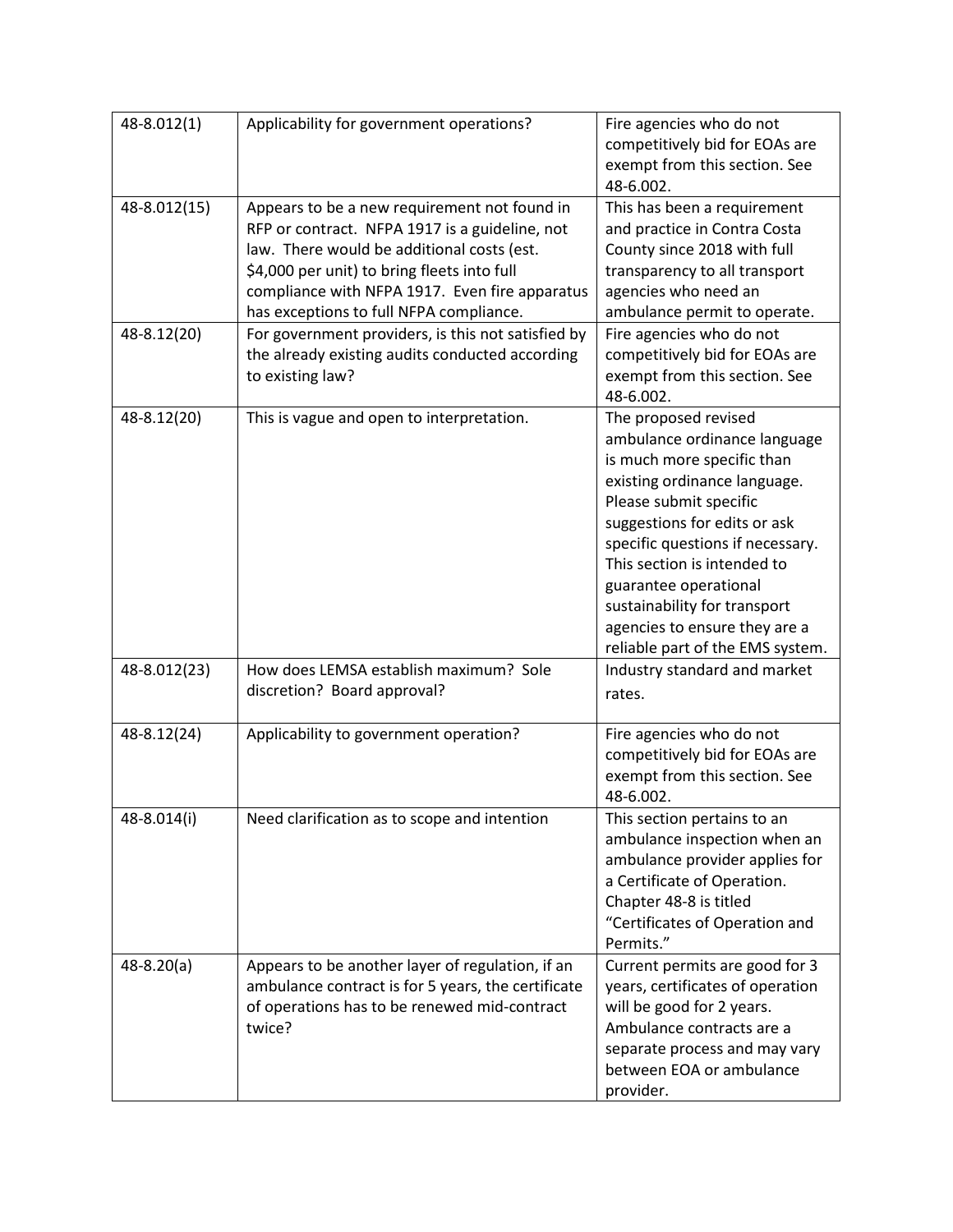| | | |
|---|---|---|
| 48-8.012(1) | Applicability for government operations? | Fire agencies who do not competitively bid for EOAs are exempt from this section. See 48-6.002. |
| 48-8.012(15) | Appears to be a new requirement not found in RFP or contract. NFPA 1917 is a guideline, not law. There would be additional costs (est. $4,000 per unit) to bring fleets into full compliance with NFPA 1917. Even fire apparatus has exceptions to full NFPA compliance. | This has been a requirement and practice in Contra Costa County since 2018 with full transparency to all transport agencies who need an ambulance permit to operate. |
| 48-8.12(20) | For government providers, is this not satisfied by the already existing audits conducted according to existing law? | Fire agencies who do not competitively bid for EOAs are exempt from this section. See 48-6.002. |
| 48-8.12(20) | This is vague and open to interpretation. | The proposed revised ambulance ordinance language is much more specific than existing ordinance language. Please submit specific suggestions for edits or ask specific questions if necessary. This section is intended to guarantee operational sustainability for transport agencies to ensure they are a reliable part of the EMS system. |
| 48-8.012(23) | How does LEMSA establish maximum? Sole discretion? Board approval? | Industry standard and market rates. |
| 48-8.12(24) | Applicability to government operation? | Fire agencies who do not competitively bid for EOAs are exempt from this section. See 48-6.002. |
| 48-8.014(i) | Need clarification as to scope and intention | This section pertains to an ambulance inspection when an ambulance provider applies for a Certificate of Operation. Chapter 48-8 is titled "Certificates of Operation and Permits." |
| 48-8.20(a) | Appears to be another layer of regulation, if an ambulance contract is for 5 years, the certificate of operations has to be renewed mid-contract twice? | Current permits are good for 3 years, certificates of operation will be good for 2 years. Ambulance contracts are a separate process and may vary between EOA or ambulance provider. |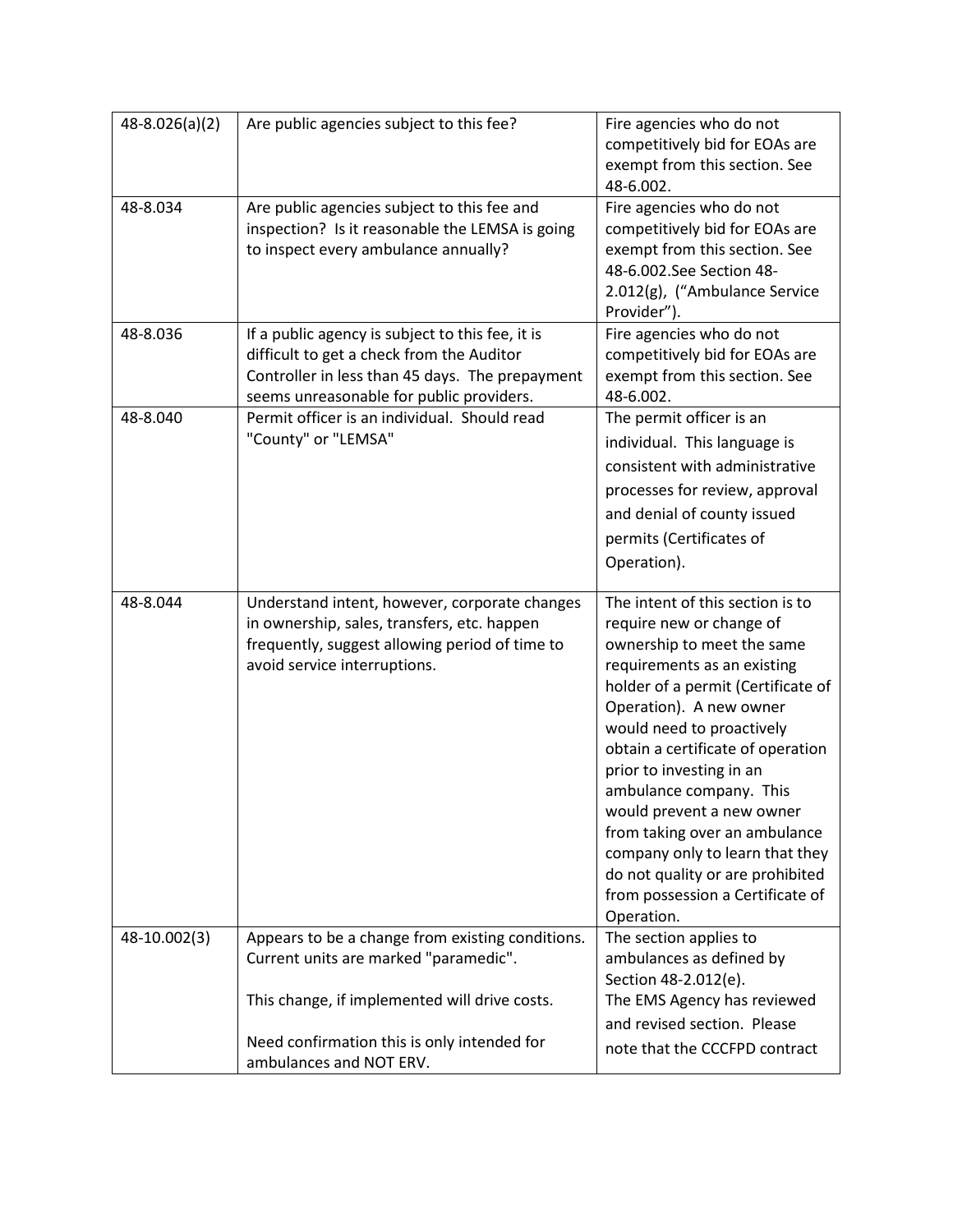| | | |
|---|---|---|
| 48-8.026(a)(2) | Are public agencies subject to this fee? | Fire agencies who do not competitively bid for EOAs are exempt from this section. See 48-6.002. |
| 48-8.034 | Are public agencies subject to this fee and inspection? Is it reasonable the LEMSA is going to inspect every ambulance annually? | Fire agencies who do not competitively bid for EOAs are exempt from this section. See 48-6.002.See Section 48-2.012(g), ("Ambulance Service Provider"). |
| 48-8.036 | If a public agency is subject to this fee, it is difficult to get a check from the Auditor Controller in less than 45 days. The prepayment seems unreasonable for public providers. | Fire agencies who do not competitively bid for EOAs are exempt from this section. See 48-6.002. |
| 48-8.040 | Permit officer is an individual. Should read "County" or "LEMSA" | The permit officer is an individual. This language is consistent with administrative processes for review, approval and denial of county issued permits (Certificates of Operation). |
| 48-8.044 | Understand intent, however, corporate changes in ownership, sales, transfers, etc. happen frequently, suggest allowing period of time to avoid service interruptions. | The intent of this section is to require new or change of ownership to meet the same requirements as an existing holder of a permit (Certificate of Operation). A new owner would need to proactively obtain a certificate of operation prior to investing in an ambulance company. This would prevent a new owner from taking over an ambulance company only to learn that they do not quality or are prohibited from possession a Certificate of Operation. |
| 48-10.002(3) | Appears to be a change from existing conditions. Current units are marked "paramedic".<br><br>This change, if implemented will drive costs.<br><br>Need confirmation this is only intended for ambulances and NOT ERV. | The section applies to ambulances as defined by Section 48-2.012(e).<br>The EMS Agency has reviewed and revised section. Please note that the CCCFPD contract |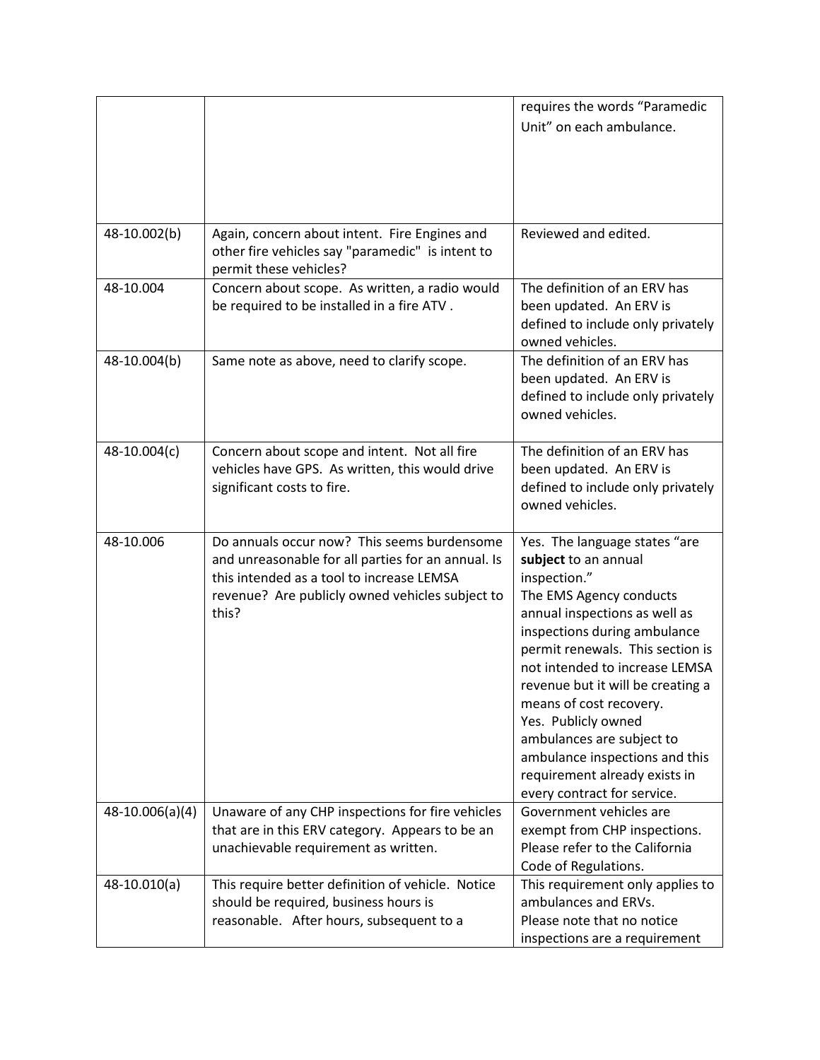| | | |
|---|---|---|
| | | requires the words "Paramedic Unit" on each ambulance. |
| 48-10.002(b) | Again, concern about intent. Fire Engines and other fire vehicles say "paramedic" is intent to permit these vehicles? | Reviewed and edited. |
| 48-10.004 | Concern about scope. As written, a radio would be required to be installed in a fire ATV . | The definition of an ERV has been updated. An ERV is defined to include only privately owned vehicles. |
| 48-10.004(b) | Same note as above, need to clarify scope. | The definition of an ERV has been updated. An ERV is defined to include only privately owned vehicles. |
| 48-10.004(c) | Concern about scope and intent. Not all fire vehicles have GPS. As written, this would drive significant costs to fire. | The definition of an ERV has been updated. An ERV is defined to include only privately owned vehicles. |
| 48-10.006 | Do annuals occur now? This seems burdensome and unreasonable for all parties for an annual. Is this intended as a tool to increase LEMSA revenue? Are publicly owned vehicles subject to this? | Yes. The language states "are **subject** to an annual inspection." The EMS Agency conducts annual inspections as well as inspections during ambulance permit renewals. This section is not intended to increase LEMSA revenue but it will be creating a means of cost recovery. Yes. Publicly owned ambulances are subject to ambulance inspections and this requirement already exists in every contract for service. |
| 48-10.006(a)(4) | Unaware of any CHP inspections for fire vehicles that are in this ERV category. Appears to be an unachievable requirement as written. | Government vehicles are exempt from CHP inspections. Please refer to the California Code of Regulations. |
| 48-10.010(a) | This require better definition of vehicle. Notice should be required, business hours is reasonable. After hours, subsequent to a | This requirement only applies to ambulances and ERVs. Please note that no notice inspections are a requirement |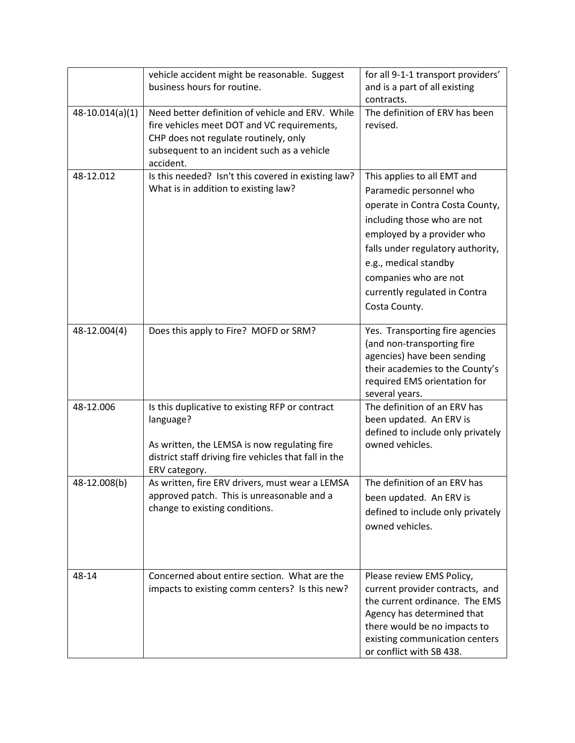| | | |
|---|---|---|
| | vehicle accident might be reasonable. Suggest business hours for routine. | for all 9-1-1 transport providers' and is a part of all existing contracts. |
| 48-10.014(a)(1) | Need better definition of vehicle and ERV. While fire vehicles meet DOT and VC requirements, CHP does not regulate routinely, only subsequent to an incident such as a vehicle accident. | The definition of ERV has been revised. |
| 48-12.012 | Is this needed? Isn't this covered in existing law? What is in addition to existing law? | This applies to all EMT and Paramedic personnel who operate in Contra Costa County, including those who are not employed by a provider who falls under regulatory authority, e.g., medical standby companies who are not currently regulated in Contra Costa County. |
| 48-12.004(4) | Does this apply to Fire? MOFD or SRM? | Yes. Transporting fire agencies (and non-transporting fire agencies) have been sending their academies to the County's required EMS orientation for several years. |
| 48-12.006 | Is this duplicative to existing RFP or contract language?<br><br>As written, the LEMSA is now regulating fire district staff driving fire vehicles that fall in the ERV category. | The definition of an ERV has been updated. An ERV is defined to include only privately owned vehicles. |
| 48-12.008(b) | As written, fire ERV drivers, must wear a LEMSA approved patch. This is unreasonable and a change to existing conditions. | The definition of an ERV has been updated. An ERV is defined to include only privately owned vehicles. |
| 48-14 | Concerned about entire section. What are the impacts to existing comm centers? Is this new? | Please review EMS Policy, current provider contracts, and the current ordinance. The EMS Agency has determined that there would be no impacts to existing communication centers or conflict with SB 438. |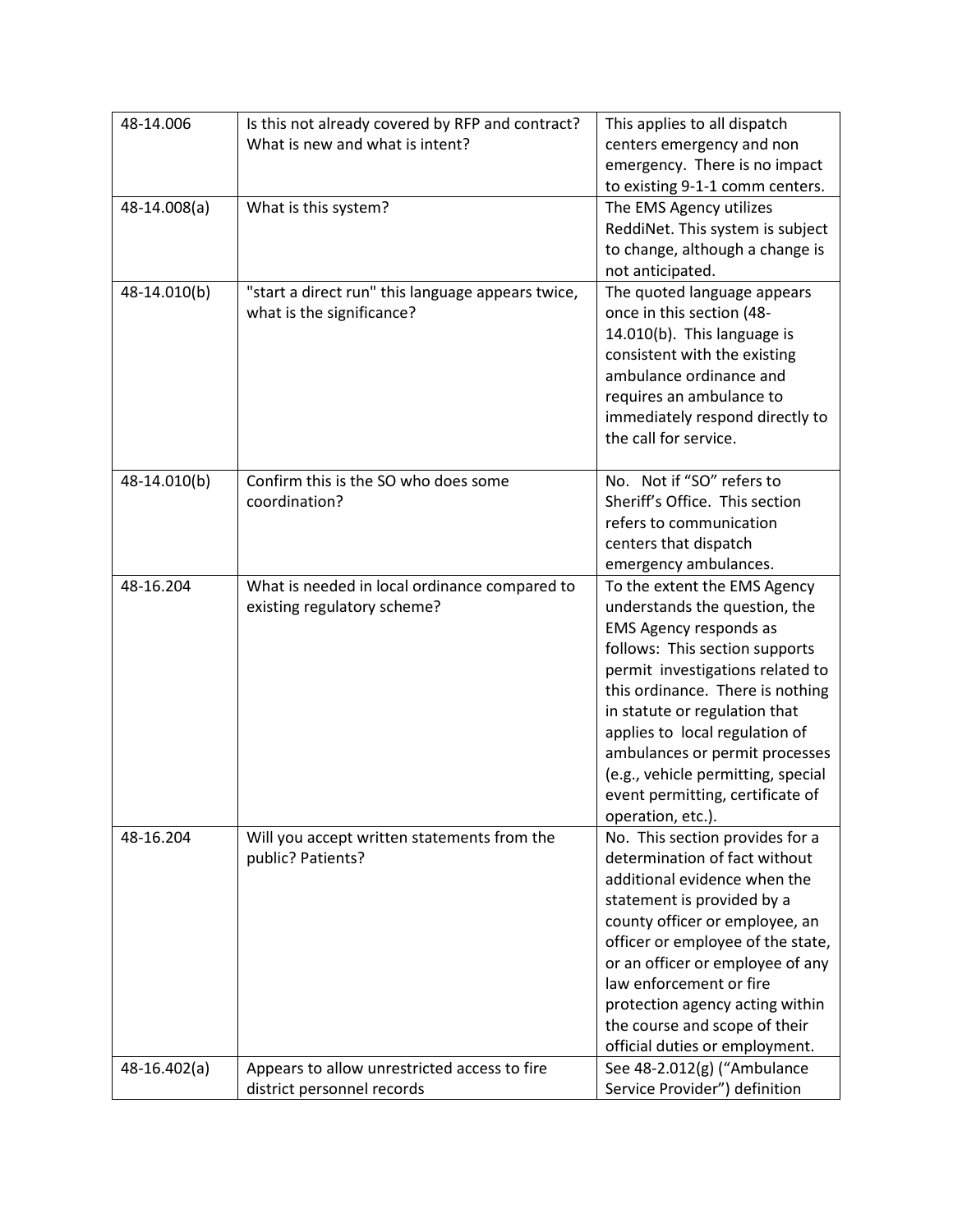| | | |
|---|---|---|
| 48-14.006 | Is this not already covered by RFP and contract? What is new and what is intent? | This applies to all dispatch centers emergency and non emergency. There is no impact to existing 9-1-1 comm centers. |
| 48-14.008(a) | What is this system? | The EMS Agency utilizes ReddiNet. This system is subject to change, although a change is not anticipated. |
| 48-14.010(b) | "start a direct run" this language appears twice, what is the significance? | The quoted language appears once in this section (48-14.010(b). This language is consistent with the existing ambulance ordinance and requires an ambulance to immediately respond directly to the call for service. |
| 48-14.010(b) | Confirm this is the SO who does some coordination? | No. Not if "SO" refers to Sheriff's Office. This section refers to communication centers that dispatch emergency ambulances. |
| 48-16.204 | What is needed in local ordinance compared to existing regulatory scheme? | To the extent the EMS Agency understands the question, the EMS Agency responds as follows: This section supports permit investigations related to this ordinance. There is nothing in statute or regulation that applies to local regulation of ambulances or permit processes (e.g., vehicle permitting, special event permitting, certificate of operation, etc.). |
| 48-16.204 | Will you accept written statements from the public? Patients? | No. This section provides for a determination of fact without additional evidence when the statement is provided by a county officer or employee, an officer or employee of the state, or an officer or employee of any law enforcement or fire protection agency acting within the course and scope of their official duties or employment. |
| 48-16.402(a) | Appears to allow unrestricted access to fire district personnel records | See 48-2.012(g) ("Ambulance Service Provider") definition |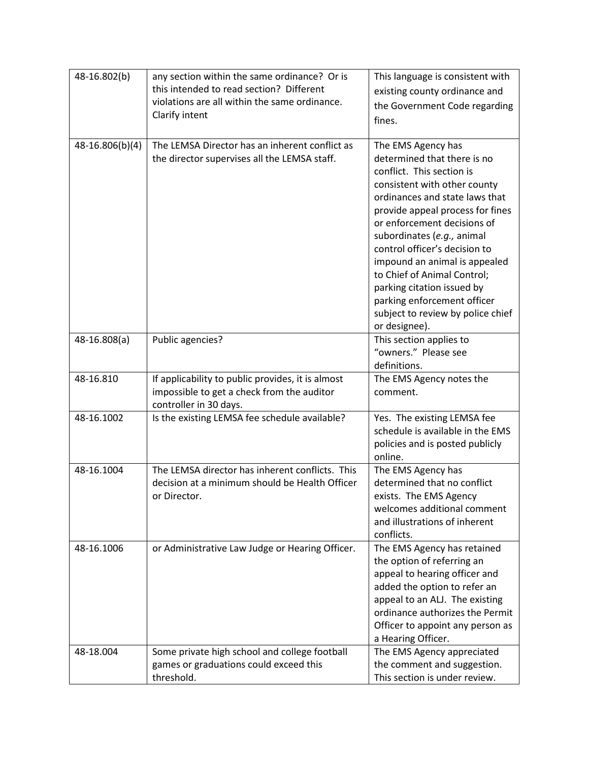| | | |
|---|---|---|
| 48-16.802(b) | any section within the same ordinance? Or is this intended to read section? Different violations are all within the same ordinance. Clarify intent | This language is consistent with existing county ordinance and the Government Code regarding fines. |
| 48-16.806(b)(4) | The LEMSA Director has an inherent conflict as the director supervises all the LEMSA staff. | The EMS Agency has determined that there is no conflict. This section is consistent with other county ordinances and state laws that provide appeal process for fines or enforcement decisions of subordinates (*e.g.,* animal control officer's decision to impound an animal is appealed to Chief of Animal Control; parking citation issued by parking enforcement officer subject to review by police chief or designee). |
| 48-16.808(a) | Public agencies? | This section applies to "owners." Please see definitions. |
| 48-16.810 | If applicability to public provides, it is almost impossible to get a check from the auditor controller in 30 days. | The EMS Agency notes the comment. |
| 48-16.1002 | Is the existing LEMSA fee schedule available? | Yes. The existing LEMSA fee schedule is available in the EMS policies and is posted publicly online. |
| 48-16.1004 | The LEMSA director has inherent conflicts. This decision at a minimum should be Health Officer or Director. | The EMS Agency has determined that no conflict exists. The EMS Agency welcomes additional comment and illustrations of inherent conflicts. |
| 48-16.1006 | or Administrative Law Judge or Hearing Officer. | The EMS Agency has retained the option of referring an appeal to hearing officer and added the option to refer an appeal to an ALJ. The existing ordinance authorizes the Permit Officer to appoint any person as a Hearing Officer. |
| 48-18.004 | Some private high school and college football games or graduations could exceed this threshold. | The EMS Agency appreciated the comment and suggestion. This section is under review. |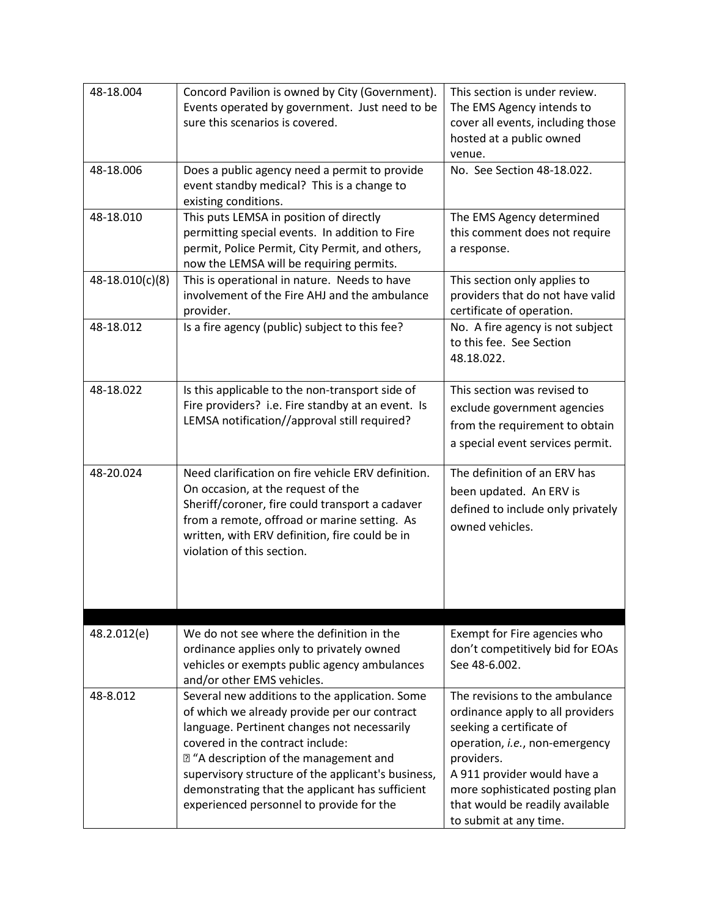| | | |
|---|---|---|
| 48-18.004 | Concord Pavilion is owned by City (Government). Events operated by government. Just need to be sure this scenarios is covered. | This section is under review. The EMS Agency intends to cover all events, including those hosted at a public owned venue. |
| 48-18.006 | Does a public agency need a permit to provide event standby medical? This is a change to existing conditions. | No. See Section 48-18.022. |
| 48-18.010 | This puts LEMSA in position of directly permitting special events. In addition to Fire permit, Police Permit, City Permit, and others, now the LEMSA will be requiring permits. | The EMS Agency determined this comment does not require a response. |
| 48-18.010(c)(8) | This is operational in nature. Needs to have involvement of the Fire AHJ and the ambulance provider. | This section only applies to providers that do not have valid certificate of operation. |
| 48-18.012 | Is a fire agency (public) subject to this fee? | No. A fire agency is not subject to this fee. See Section 48.18.022. |
| 48-18.022 | Is this applicable to the non-transport side of Fire providers? i.e. Fire standby at an event. Is LEMSA notification//approval still required? | This section was revised to exclude government agencies from the requirement to obtain a special event services permit. |
| 48-20.024 | Need clarification on fire vehicle ERV definition. On occasion, at the request of the Sheriff/coroner, fire could transport a cadaver from a remote, offroad or marine setting. As written, with ERV definition, fire could be in violation of this section. | The definition of an ERV has been updated. An ERV is defined to include only privately owned vehicles. |
| | | |
| 48.2.012(e) | We do not see where the definition in the ordinance applies only to privately owned vehicles or exempts public agency ambulances and/or other EMS vehicles. | Exempt for Fire agencies who don't competitively bid for EOAs See 48-6.002. |
| 48-8.012 | Several new additions to the application. Some of which we already provide per our contract language. Pertinent changes not necessarily covered in the contract include: • "A description of the management and supervisory structure of the applicant's business, demonstrating that the applicant has sufficient experienced personnel to provide for the | The revisions to the ambulance ordinance apply to all providers seeking a certificate of operation, *i.e.*, non-emergency providers. A 911 provider would have a more sophisticated posting plan that would be readily available to submit at any time. |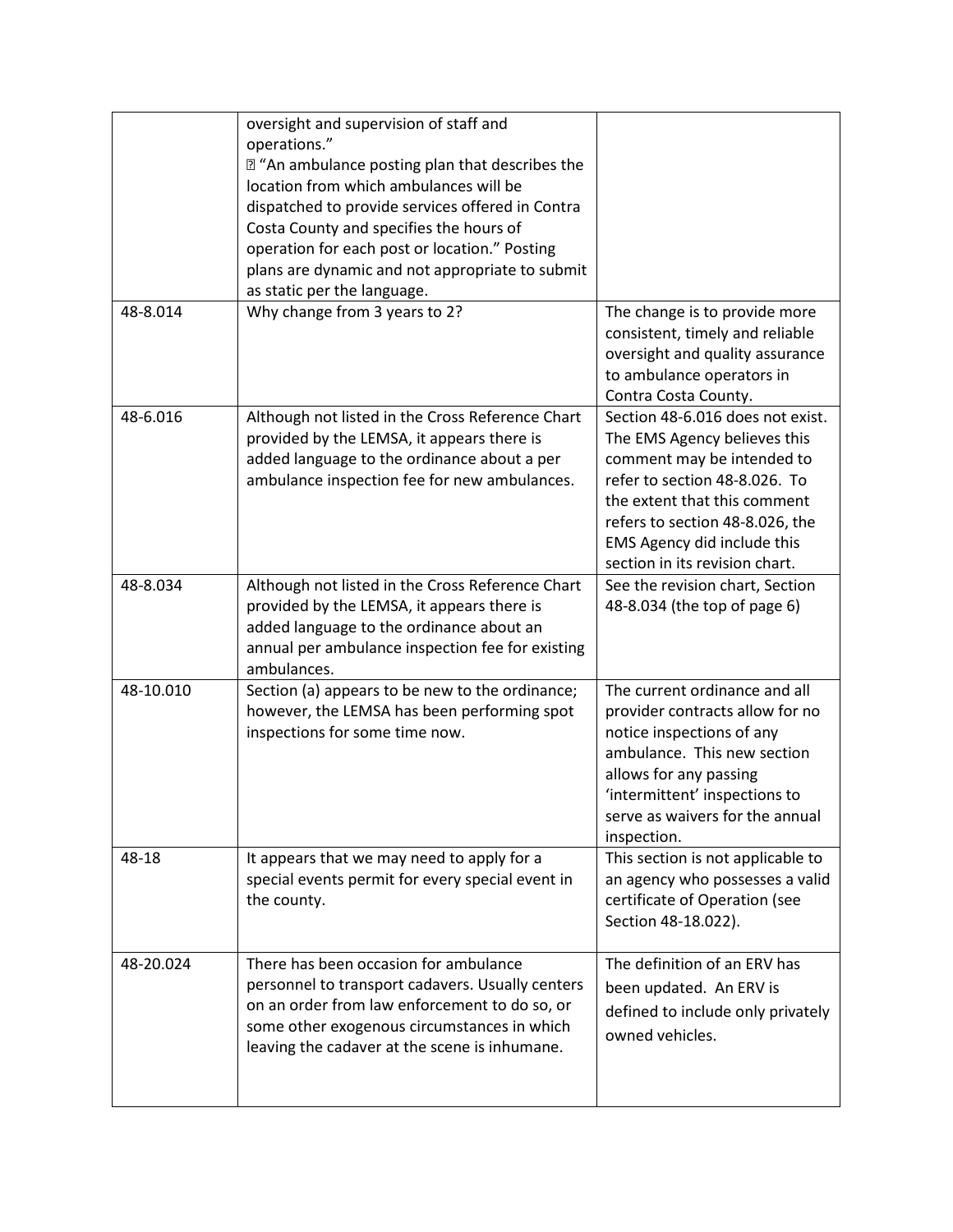| | | |
|---|---|---|
| | oversight and supervision of staff and operations." <br> ▯ "An ambulance posting plan that describes the location from which ambulances will be dispatched to provide services offered in Contra Costa County and specifies the hours of operation for each post or location." Posting plans are dynamic and not appropriate to submit as static per the language. | |
| 48-8.014 | Why change from 3 years to 2? | The change is to provide more consistent, timely and reliable oversight and quality assurance to ambulance operators in Contra Costa County. |
| 48-6.016 | Although not listed in the Cross Reference Chart provided by the LEMSA, it appears there is added language to the ordinance about a per ambulance inspection fee for new ambulances. | Section 48-6.016 does not exist. The EMS Agency believes this comment may be intended to refer to section 48-8.026. To the extent that this comment refers to section 48-8.026, the EMS Agency did include this section in its revision chart. |
| 48-8.034 | Although not listed in the Cross Reference Chart provided by the LEMSA, it appears there is added language to the ordinance about an annual per ambulance inspection fee for existing ambulances. | See the revision chart, Section 48-8.034 (the top of page 6) |
| 48-10.010 | Section (a) appears to be new to the ordinance; however, the LEMSA has been performing spot inspections for some time now. | The current ordinance and all provider contracts allow for no notice inspections of any ambulance. This new section allows for any passing 'intermittent' inspections to serve as waivers for the annual inspection. |
| 48-18 | It appears that we may need to apply for a special events permit for every special event in the county. | This section is not applicable to an agency who possesses a valid certificate of Operation (see Section 48-18.022). |
| 48-20.024 | There has been occasion for ambulance personnel to transport cadavers. Usually centers on an order from law enforcement to do so, or some other exogenous circumstances in which leaving the cadaver at the scene is inhumane. | The definition of an ERV has been updated. An ERV is defined to include only privately owned vehicles. |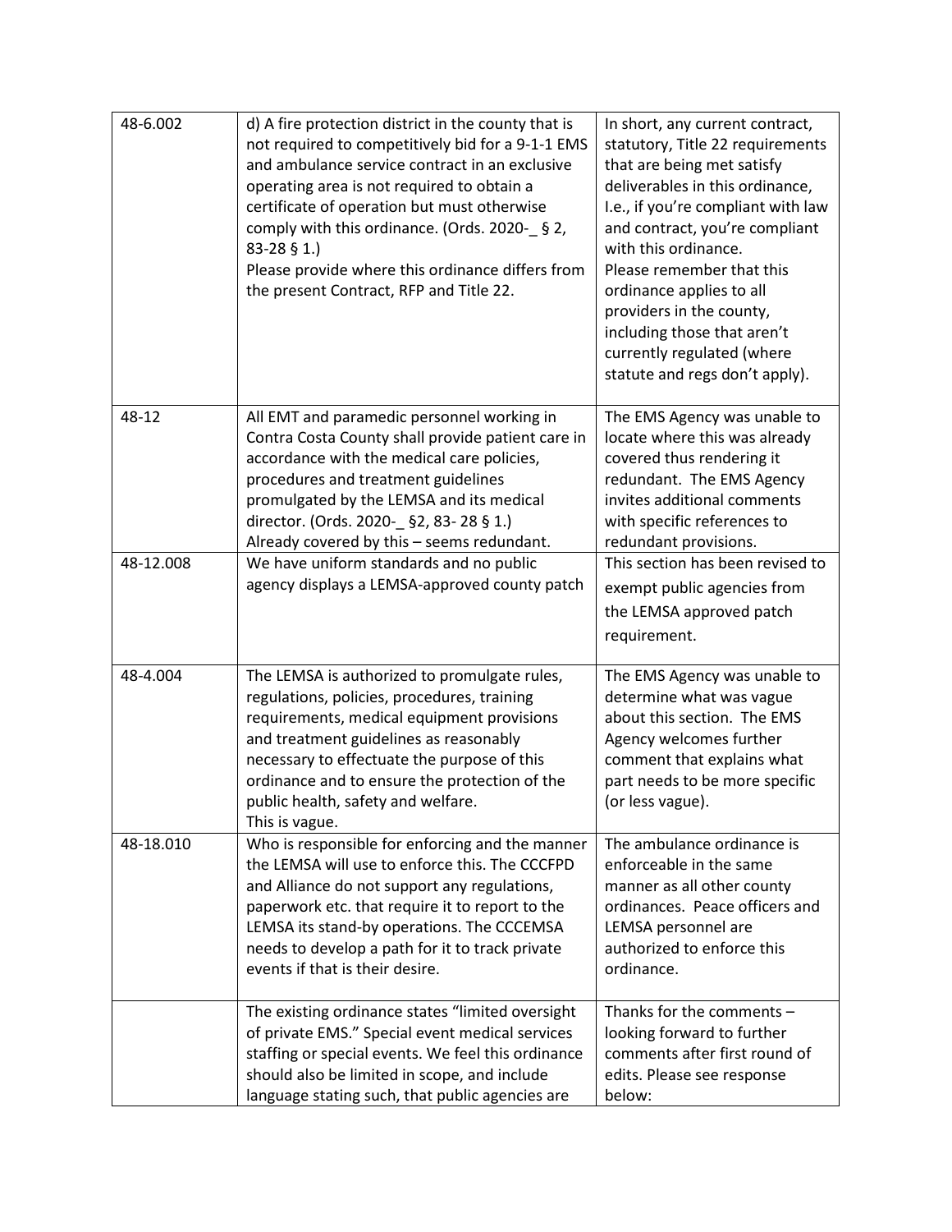| | | |
|---|---|---|
| 48-6.002 | d) A fire protection district in the county that is not required to competitively bid for a 9-1-1 EMS and ambulance service contract in an exclusive operating area is not required to obtain a certificate of operation but must otherwise comply with this ordinance. (Ords. 2020-_ § 2, 83-28 § 1.)<br>Please provide where this ordinance differs from the present Contract, RFP and Title 22. | In short, any current contract, statutory, Title 22 requirements that are being met satisfy deliverables in this ordinance, I.e., if you're compliant with law and contract, you're compliant with this ordinance.<br>Please remember that this ordinance applies to all providers in the county, including those that aren't currently regulated (where statute and regs don't apply). |
| 48-12 | All EMT and paramedic personnel working in Contra Costa County shall provide patient care in accordance with the medical care policies, procedures and treatment guidelines promulgated by the LEMSA and its medical director. (Ords. 2020-_ §2, 83- 28 § 1.)<br>Already covered by this – seems redundant. | The EMS Agency was unable to locate where this was already covered thus rendering it redundant. The EMS Agency invites additional comments with specific references to redundant provisions. |
| 48-12.008 | We have uniform standards and no public agency displays a LEMSA-approved county patch | This section has been revised to exempt public agencies from the LEMSA approved patch requirement. |
| 48-4.004 | The LEMSA is authorized to promulgate rules, regulations, policies, procedures, training requirements, medical equipment provisions and treatment guidelines as reasonably necessary to effectuate the purpose of this ordinance and to ensure the protection of the public health, safety and welfare.<br>This is vague. | The EMS Agency was unable to determine what was vague about this section. The EMS Agency welcomes further comment that explains what part needs to be more specific (or less vague). |
| 48-18.010 | Who is responsible for enforcing and the manner the LEMSA will use to enforce this. The CCCFPD and Alliance do not support any regulations, paperwork etc. that require it to report to the LEMSA its stand-by operations. The CCCEMSA needs to develop a path for it to track private events if that is their desire. | The ambulance ordinance is enforceable in the same manner as all other county ordinances. Peace officers and LEMSA personnel are authorized to enforce this ordinance. |
| | The existing ordinance states "limited oversight of private EMS." Special event medical services staffing or special events. We feel this ordinance should also be limited in scope, and include language stating such, that public agencies are | Thanks for the comments – looking forward to further comments after first round of edits. Please see response below: |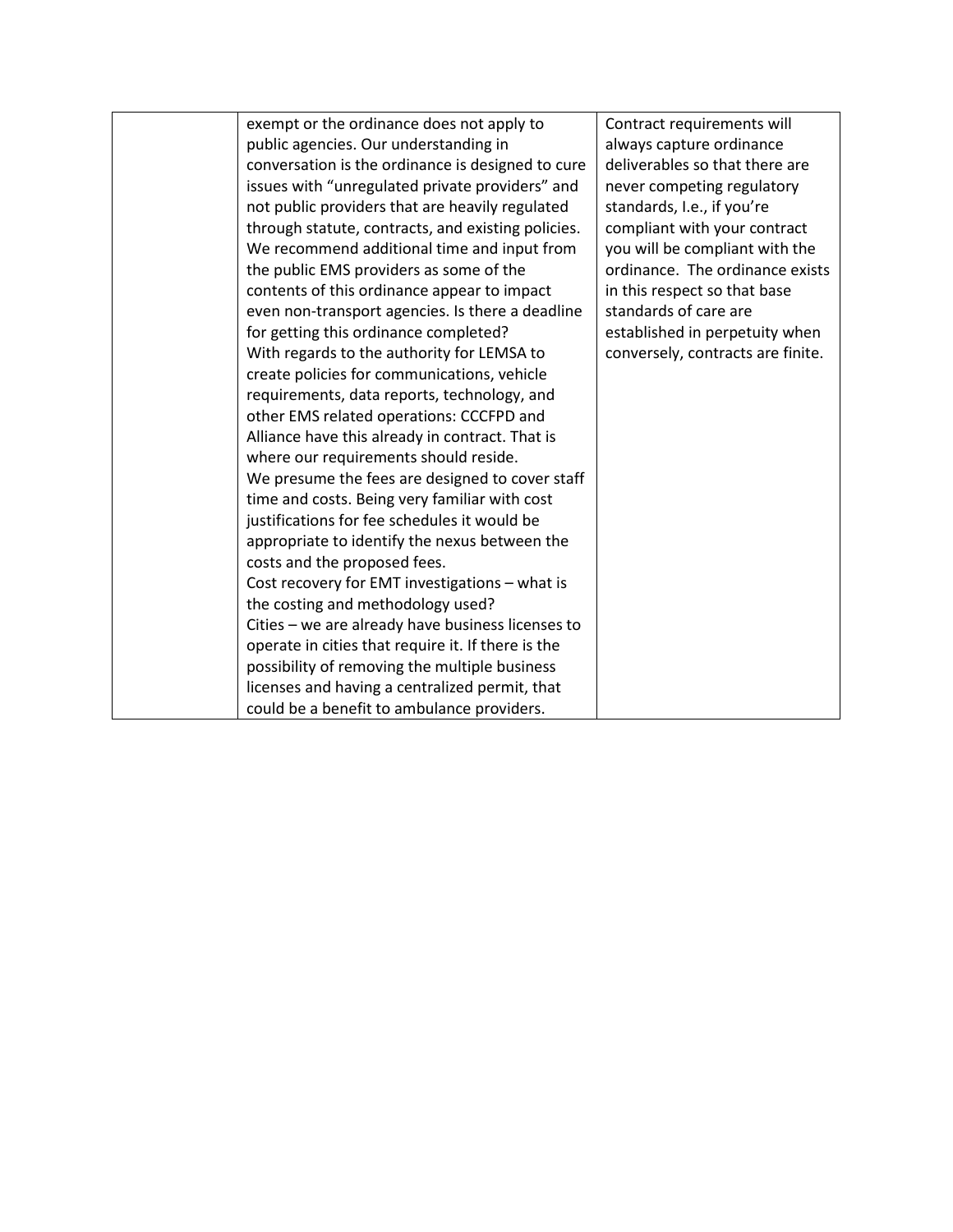| | | |
|---|---|---|
| | exempt or the ordinance does not apply to public agencies. Our understanding in conversation is the ordinance is designed to cure issues with "unregulated private providers" and not public providers that are heavily regulated through statute, contracts, and existing policies. We recommend additional time and input from the public EMS providers as some of the contents of this ordinance appear to impact even non-transport agencies. Is there a deadline for getting this ordinance completed?<br>With regards to the authority for LEMSA to create policies for communications, vehicle requirements, data reports, technology, and other EMS related operations: CCCFPD and Alliance have this already in contract. That is where our requirements should reside.<br>We presume the fees are designed to cover staff time and costs. Being very familiar with cost justifications for fee schedules it would be appropriate to identify the nexus between the costs and the proposed fees.<br>Cost recovery for EMT investigations – what is the costing and methodology used?<br>Cities – we are already have business licenses to operate in cities that require it. If there is the possibility of removing the multiple business licenses and having a centralized permit, that could be a benefit to ambulance providers. | Contract requirements will always capture ordinance deliverables so that there are never competing regulatory standards, I.e., if you're compliant with your contract you will be compliant with the ordinance. The ordinance exists in this respect so that base standards of care are established in perpetuity when conversely, contracts are finite. |